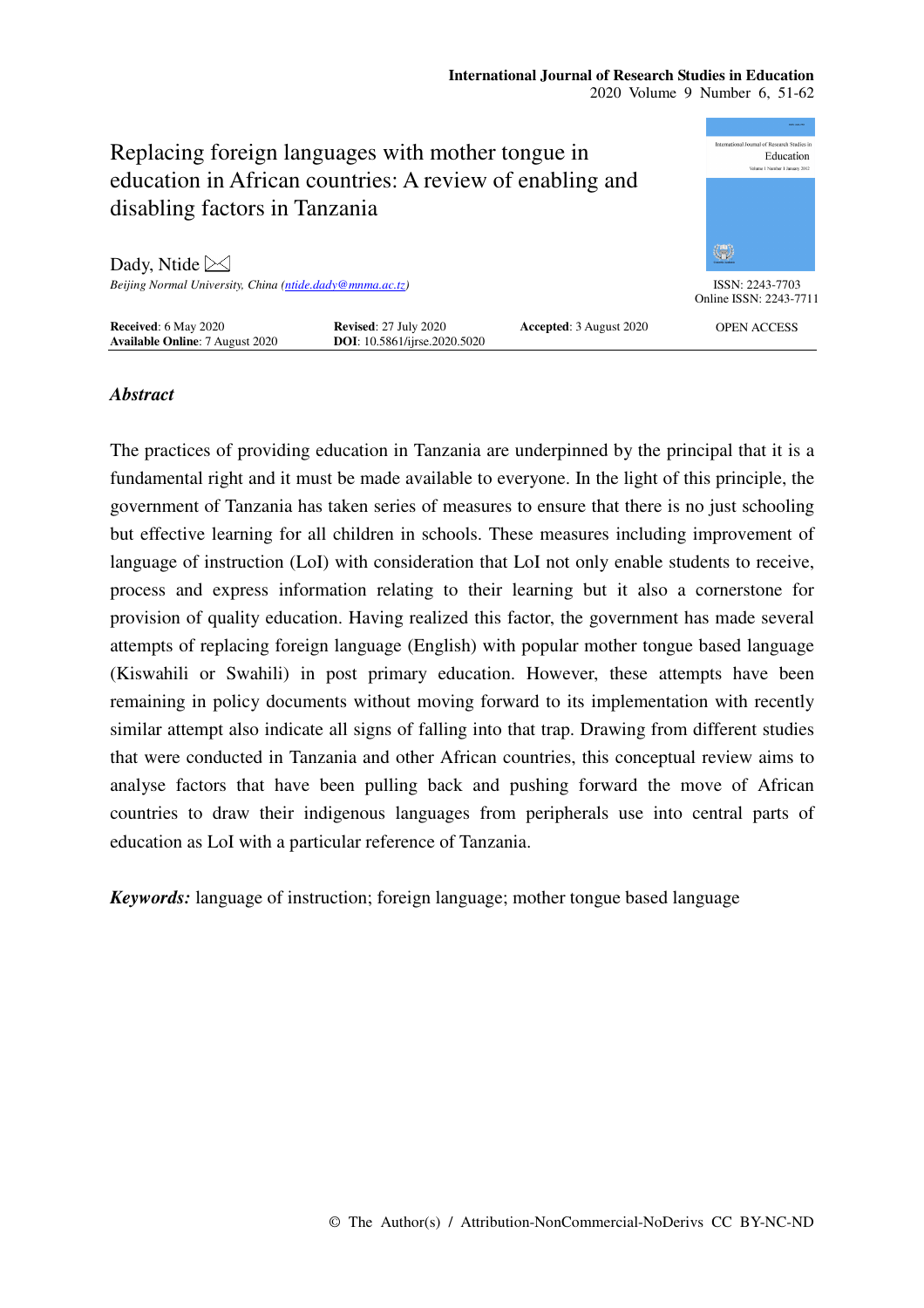# Replacing foreign languages with mother tongue in education in African countries: A review of enabling and disabling factors in Tanzania

Dady, Ntide

*Beijing Normal University, China (ntide.dady@mnma.ac.tz)*

ISSN: 2243-7703
Online ISSN: 2243-7711

**Received**: 6 May 2020 **Revised**: 27 July 2020 **Accepted**: 3 August 2020
**Available Online**: 7 August 2020 **DOI**: 10.5861/ijrse.2020.5020

OPEN ACCESS

## *Abstract*

The practices of providing education in Tanzania are underpinned by the principal that it is a fundamental right and it must be made available to everyone. In the light of this principle, the government of Tanzania has taken series of measures to ensure that there is no just schooling but effective learning for all children in schools. These measures including improvement of language of instruction (LoI) with consideration that LoI not only enable students to receive, process and express information relating to their learning but it also a cornerstone for provision of quality education. Having realized this factor, the government has made several attempts of replacing foreign language (English) with popular mother tongue based language (Kiswahili or Swahili) in post primary education. However, these attempts have been remaining in policy documents without moving forward to its implementation with recently similar attempt also indicate all signs of falling into that trap. Drawing from different studies that were conducted in Tanzania and other African countries, this conceptual review aims to analyse factors that have been pulling back and pushing forward the move of African countries to draw their indigenous languages from peripherals use into central parts of education as LoI with a particular reference of Tanzania.

***Keywords:*** language of instruction; foreign language; mother tongue based language

© The Author(s) / Attribution-NonCommercial-NoDerivs CC BY-NC-ND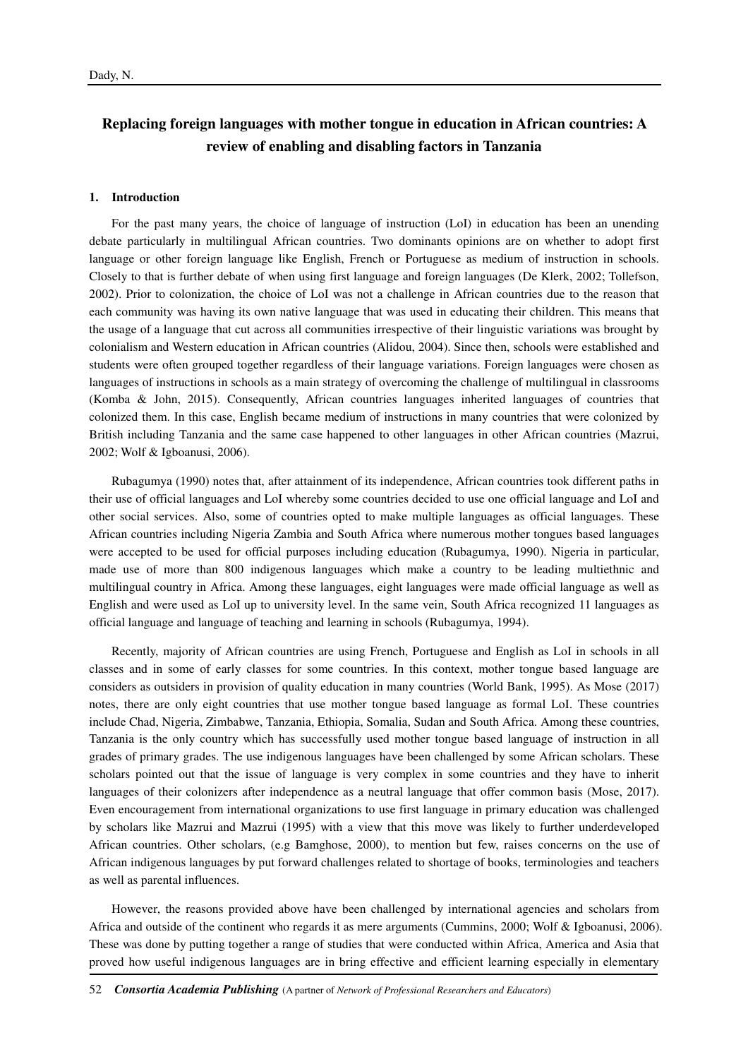## Replacing foreign languages with mother tongue in education in African countries: A review of enabling and disabling factors in Tanzania

### 1. Introduction

For the past many years, the choice of language of instruction (LoI) in education has been an unending debate particularly in multilingual African countries. Two dominants opinions are on whether to adopt first language or other foreign language like English, French or Portuguese as medium of instruction in schools. Closely to that is further debate of when using first language and foreign languages (De Klerk, 2002; Tollefson, 2002). Prior to colonization, the choice of LoI was not a challenge in African countries due to the reason that each community was having its own native language that was used in educating their children. This means that the usage of a language that cut across all communities irrespective of their linguistic variations was brought by colonialism and Western education in African countries (Alidou, 2004). Since then, schools were established and students were often grouped together regardless of their language variations. Foreign languages were chosen as languages of instructions in schools as a main strategy of overcoming the challenge of multilingual in classrooms (Komba & John, 2015). Consequently, African countries languages inherited languages of countries that colonized them. In this case, English became medium of instructions in many countries that were colonized by British including Tanzania and the same case happened to other languages in other African countries (Mazrui, 2002; Wolf & Igboanusi, 2006).

Rubagumya (1990) notes that, after attainment of its independence, African countries took different paths in their use of official languages and LoI whereby some countries decided to use one official language and LoI and other social services. Also, some of countries opted to make multiple languages as official languages. These African countries including Nigeria Zambia and South Africa where numerous mother tongues based languages were accepted to be used for official purposes including education (Rubagumya, 1990). Nigeria in particular, made use of more than 800 indigenous languages which make a country to be leading multiethnic and multilingual country in Africa. Among these languages, eight languages were made official language as well as English and were used as LoI up to university level. In the same vein, South Africa recognized 11 languages as official language and language of teaching and learning in schools (Rubagumya, 1994).

Recently, majority of African countries are using French, Portuguese and English as LoI in schools in all classes and in some of early classes for some countries. In this context, mother tongue based language are considers as outsiders in provision of quality education in many countries (World Bank, 1995). As Mose (2017) notes, there are only eight countries that use mother tongue based language as formal LoI. These countries include Chad, Nigeria, Zimbabwe, Tanzania, Ethiopia, Somalia, Sudan and South Africa. Among these countries, Tanzania is the only country which has successfully used mother tongue based language of instruction in all grades of primary grades. The use indigenous languages have been challenged by some African scholars. These scholars pointed out that the issue of language is very complex in some countries and they have to inherit languages of their colonizers after independence as a neutral language that offer common basis (Mose, 2017). Even encouragement from international organizations to use first language in primary education was challenged by scholars like Mazrui and Mazrui (1995) with a view that this move was likely to further underdeveloped African countries. Other scholars, (e.g Bamghose, 2000), to mention but few, raises concerns on the use of African indigenous languages by put forward challenges related to shortage of books, terminologies and teachers as well as parental influences.

However, the reasons provided above have been challenged by international agencies and scholars from Africa and outside of the continent who regards it as mere arguments (Cummins, 2000; Wolf & Igboanusi, 2006). These was done by putting together a range of studies that were conducted within Africa, America and Asia that proved how useful indigenous languages are in bring effective and efficient learning especially in elementary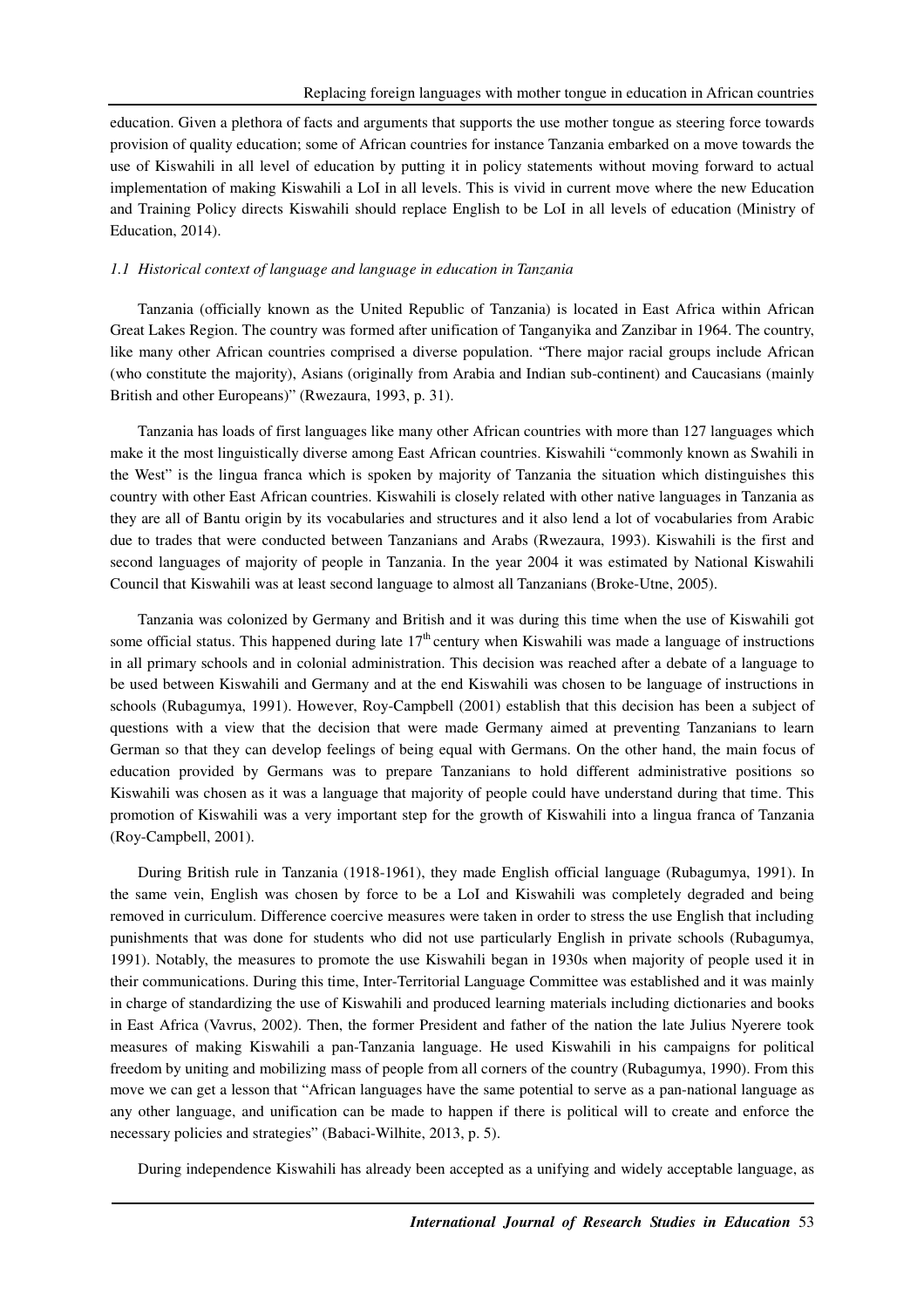education. Given a plethora of facts and arguments that supports the use mother tongue as steering force towards provision of quality education; some of African countries for instance Tanzania embarked on a move towards the use of Kiswahili in all level of education by putting it in policy statements without moving forward to actual implementation of making Kiswahili a LoI in all levels. This is vivid in current move where the new Education and Training Policy directs Kiswahili should replace English to be LoI in all levels of education (Ministry of Education, 2014).

### *1.1 Historical context of language and language in education in Tanzania*

Tanzania (officially known as the United Republic of Tanzania) is located in East Africa within African Great Lakes Region. The country was formed after unification of Tanganyika and Zanzibar in 1964. The country, like many other African countries comprised a diverse population. "There major racial groups include African (who constitute the majority), Asians (originally from Arabia and Indian sub-continent) and Caucasians (mainly British and other Europeans)" (Rwezaura, 1993, p. 31).

Tanzania has loads of first languages like many other African countries with more than 127 languages which make it the most linguistically diverse among East African countries. Kiswahili "commonly known as Swahili in the West" is the lingua franca which is spoken by majority of Tanzania the situation which distinguishes this country with other East African countries. Kiswahili is closely related with other native languages in Tanzania as they are all of Bantu origin by its vocabularies and structures and it also lend a lot of vocabularies from Arabic due to trades that were conducted between Tanzanians and Arabs (Rwezaura, 1993). Kiswahili is the first and second languages of majority of people in Tanzania. In the year 2004 it was estimated by National Kiswahili Council that Kiswahili was at least second language to almost all Tanzanians (Broke-Utne, 2005).

Tanzania was colonized by Germany and British and it was during this time when the use of Kiswahili got some official status. This happened during late 17th century when Kiswahili was made a language of instructions in all primary schools and in colonial administration. This decision was reached after a debate of a language to be used between Kiswahili and Germany and at the end Kiswahili was chosen to be language of instructions in schools (Rubagumya, 1991). However, Roy-Campbell (2001) establish that this decision has been a subject of questions with a view that the decision that were made Germany aimed at preventing Tanzanians to learn German so that they can develop feelings of being equal with Germans. On the other hand, the main focus of education provided by Germans was to prepare Tanzanians to hold different administrative positions so Kiswahili was chosen as it was a language that majority of people could have understand during that time. This promotion of Kiswahili was a very important step for the growth of Kiswahili into a lingua franca of Tanzania (Roy-Campbell, 2001).

During British rule in Tanzania (1918-1961), they made English official language (Rubagumya, 1991). In the same vein, English was chosen by force to be a LoI and Kiswahili was completely degraded and being removed in curriculum. Difference coercive measures were taken in order to stress the use English that including punishments that was done for students who did not use particularly English in private schools (Rubagumya, 1991). Notably, the measures to promote the use Kiswahili began in 1930s when majority of people used it in their communications. During this time, Inter-Territorial Language Committee was established and it was mainly in charge of standardizing the use of Kiswahili and produced learning materials including dictionaries and books in East Africa (Vavrus, 2002). Then, the former President and father of the nation the late Julius Nyerere took measures of making Kiswahili a pan-Tanzania language. He used Kiswahili in his campaigns for political freedom by uniting and mobilizing mass of people from all corners of the country (Rubagumya, 1990). From this move we can get a lesson that "African languages have the same potential to serve as a pan-national language as any other language, and unification can be made to happen if there is political will to create and enforce the necessary policies and strategies" (Babaci-Wilhite, 2013, p. 5).

During independence Kiswahili has already been accepted as a unifying and widely acceptable language, as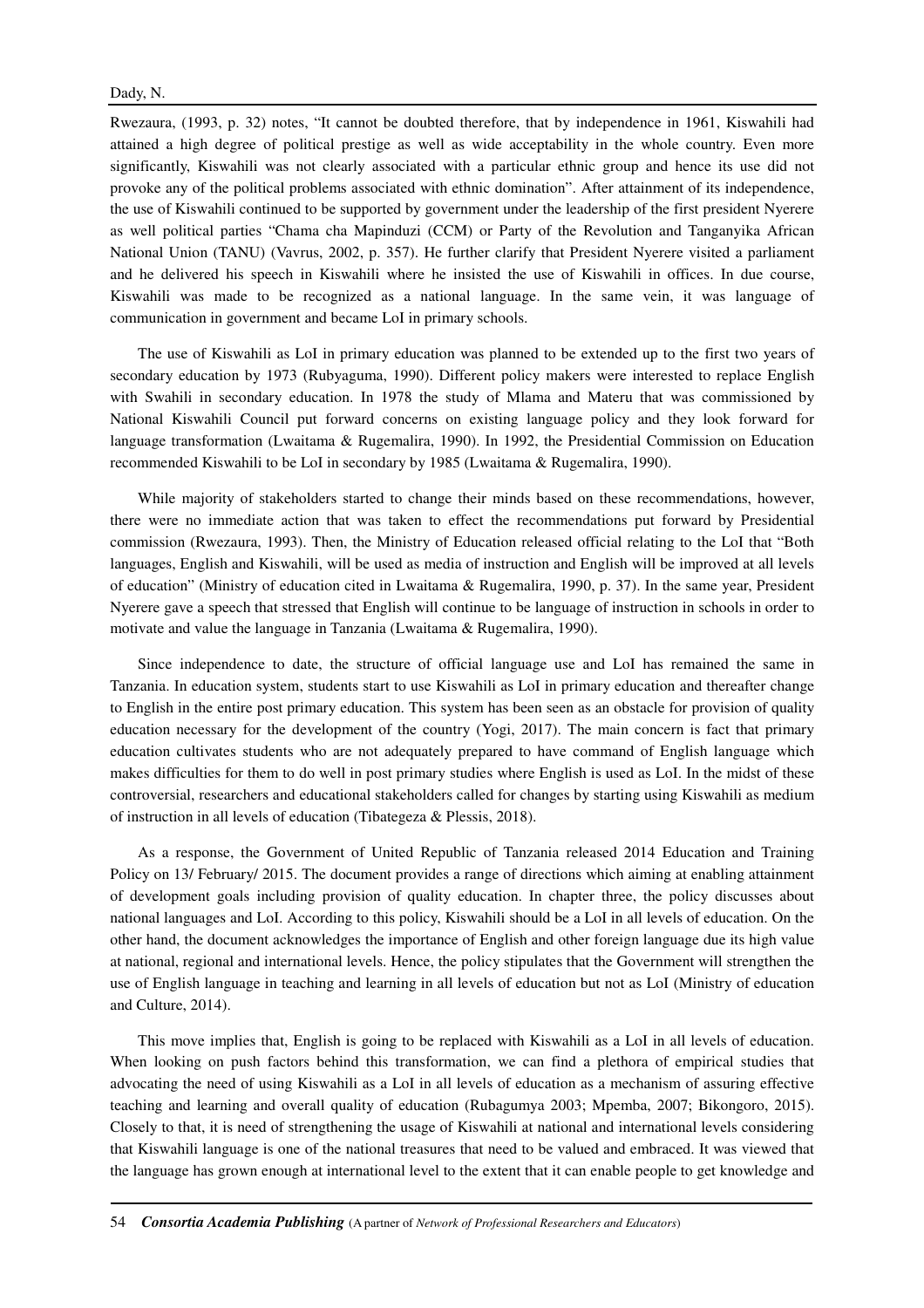Rwezaura, (1993, p. 32) notes, "It cannot be doubted therefore, that by independence in 1961, Kiswahili had attained a high degree of political prestige as well as wide acceptability in the whole country. Even more significantly, Kiswahili was not clearly associated with a particular ethnic group and hence its use did not provoke any of the political problems associated with ethnic domination". After attainment of its independence, the use of Kiswahili continued to be supported by government under the leadership of the first president Nyerere as well political parties "Chama cha Mapinduzi (CCM) or Party of the Revolution and Tanganyika African National Union (TANU) (Vavrus, 2002, p. 357). He further clarify that President Nyerere visited a parliament and he delivered his speech in Kiswahili where he insisted the use of Kiswahili in offices. In due course, Kiswahili was made to be recognized as a national language. In the same vein, it was language of communication in government and became LoI in primary schools.

The use of Kiswahili as LoI in primary education was planned to be extended up to the first two years of secondary education by 1973 (Rubyaguma, 1990). Different policy makers were interested to replace English with Swahili in secondary education. In 1978 the study of Mlama and Materu that was commissioned by National Kiswahili Council put forward concerns on existing language policy and they look forward for language transformation (Lwaitama & Rugemalira, 1990). In 1992, the Presidential Commission on Education recommended Kiswahili to be LoI in secondary by 1985 (Lwaitama & Rugemalira, 1990).

While majority of stakeholders started to change their minds based on these recommendations, however, there were no immediate action that was taken to effect the recommendations put forward by Presidential commission (Rwezaura, 1993). Then, the Ministry of Education released official relating to the LoI that "Both languages, English and Kiswahili, will be used as media of instruction and English will be improved at all levels of education" (Ministry of education cited in Lwaitama & Rugemalira, 1990, p. 37). In the same year, President Nyerere gave a speech that stressed that English will continue to be language of instruction in schools in order to motivate and value the language in Tanzania (Lwaitama & Rugemalira, 1990).

Since independence to date, the structure of official language use and LoI has remained the same in Tanzania. In education system, students start to use Kiswahili as LoI in primary education and thereafter change to English in the entire post primary education. This system has been seen as an obstacle for provision of quality education necessary for the development of the country (Yogi, 2017). The main concern is fact that primary education cultivates students who are not adequately prepared to have command of English language which makes difficulties for them to do well in post primary studies where English is used as LoI. In the midst of these controversial, researchers and educational stakeholders called for changes by starting using Kiswahili as medium of instruction in all levels of education (Tibategeza & Plessis, 2018).

As a response, the Government of United Republic of Tanzania released 2014 Education and Training Policy on 13/ February/ 2015. The document provides a range of directions which aiming at enabling attainment of development goals including provision of quality education. In chapter three, the policy discusses about national languages and LoI. According to this policy, Kiswahili should be a LoI in all levels of education. On the other hand, the document acknowledges the importance of English and other foreign language due its high value at national, regional and international levels. Hence, the policy stipulates that the Government will strengthen the use of English language in teaching and learning in all levels of education but not as LoI (Ministry of education and Culture, 2014).

This move implies that, English is going to be replaced with Kiswahili as a LoI in all levels of education. When looking on push factors behind this transformation, we can find a plethora of empirical studies that advocating the need of using Kiswahili as a LoI in all levels of education as a mechanism of assuring effective teaching and learning and overall quality of education (Rubagumya 2003; Mpemba, 2007; Bikongoro, 2015). Closely to that, it is need of strengthening the usage of Kiswahili at national and international levels considering that Kiswahili language is one of the national treasures that need to be valued and embraced. It was viewed that the language has grown enough at international level to the extent that it can enable people to get knowledge and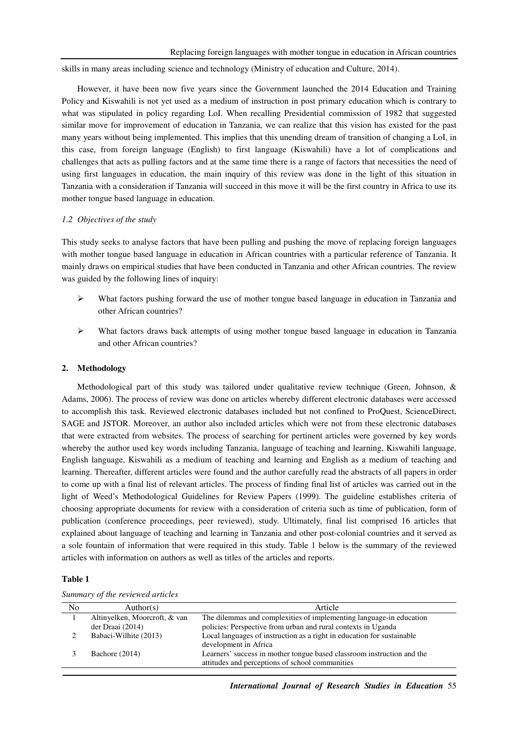skills in many areas including science and technology (Ministry of education and Culture, 2014).

However, it have been now five years since the Government launched the 2014 Education and Training Policy and Kiswahili is not yet used as a medium of instruction in post primary education which is contrary to what was stipulated in policy regarding LoI. When recalling Presidential commission of 1982 that suggested similar move for improvement of education in Tanzania, we can realize that this vision has existed for the past many years without being implemented. This implies that this unending dream of transition of changing a LoI, in this case, from foreign language (English) to first language (Kiswahili) have a lot of complications and challenges that acts as pulling factors and at the same time there is a range of factors that necessities the need of using first languages in education, the main inquiry of this review was done in the light of this situation in Tanzania with a consideration if Tanzania will succeed in this move it will be the first country in Africa to use its mother tongue based language in education.

### *1.2 Objectives of the study*

This study seeks to analyse factors that have been pulling and pushing the move of replacing foreign languages with mother tongue based language in education in African countries with a particular reference of Tanzania. It mainly draws on empirical studies that have been conducted in Tanzania and other African countries. The review was guided by the following lines of inquiry:

- What factors pushing forward the use of mother tongue based language in education in Tanzania and other African countries?
- What factors draws back attempts of using mother tongue based language in education in Tanzania and other African countries?

## 2. Methodology

Methodological part of this study was tailored under qualitative review technique (Green, Johnson, & Adams, 2006). The process of review was done on articles whereby different electronic databases were accessed to accomplish this task. Reviewed electronic databases included but not confined to ProQuest, ScienceDirect, SAGE and JSTOR. Moreover, an author also included articles which were not from these electronic databases that were extracted from websites. The process of searching for pertinent articles were governed by key words whereby the author used key words including Tanzania, language of teaching and learning, Kiswahili language, English language, Kiswahili as a medium of teaching and learning and English as a medium of teaching and learning. Thereafter, different articles were found and the author carefully read the abstracts of all papers in order to come up with a final list of relevant articles. The process of finding final list of articles was carried out in the light of Weed's Methodological Guidelines for Review Papers (1999). The guideline establishes criteria of choosing appropriate documents for review with a consideration of criteria such as time of publication, form of publication (conference proceedings, peer reviewed), study. Ultimately, final list comprised 16 articles that explained about language of teaching and learning in Tanzania and other post-colonial countries and it served as a sole fountain of information that were required in this study. Table 1 below is the summary of the reviewed articles with information on authors as well as titles of the articles and reports.

**Table 1**

*Summary of the reviewed articles*

| No | Author(s) | Article |
|---|---|---|
| 1 | Altinyelken, Moorcroft, & van der Draai (2014) | The dilemmas and complexities of implementing language-in education policies: Perspective from urban and rural contexts in Uganda |
| 2 | Babaci-Wilhite (2013) | Local languages of instruction as a right in education for sustainable development in Africa |
| 3 | Bachore (2014) | Learners' success in mother tongue based classroom instruction and the attitudes and perceptions of school communities |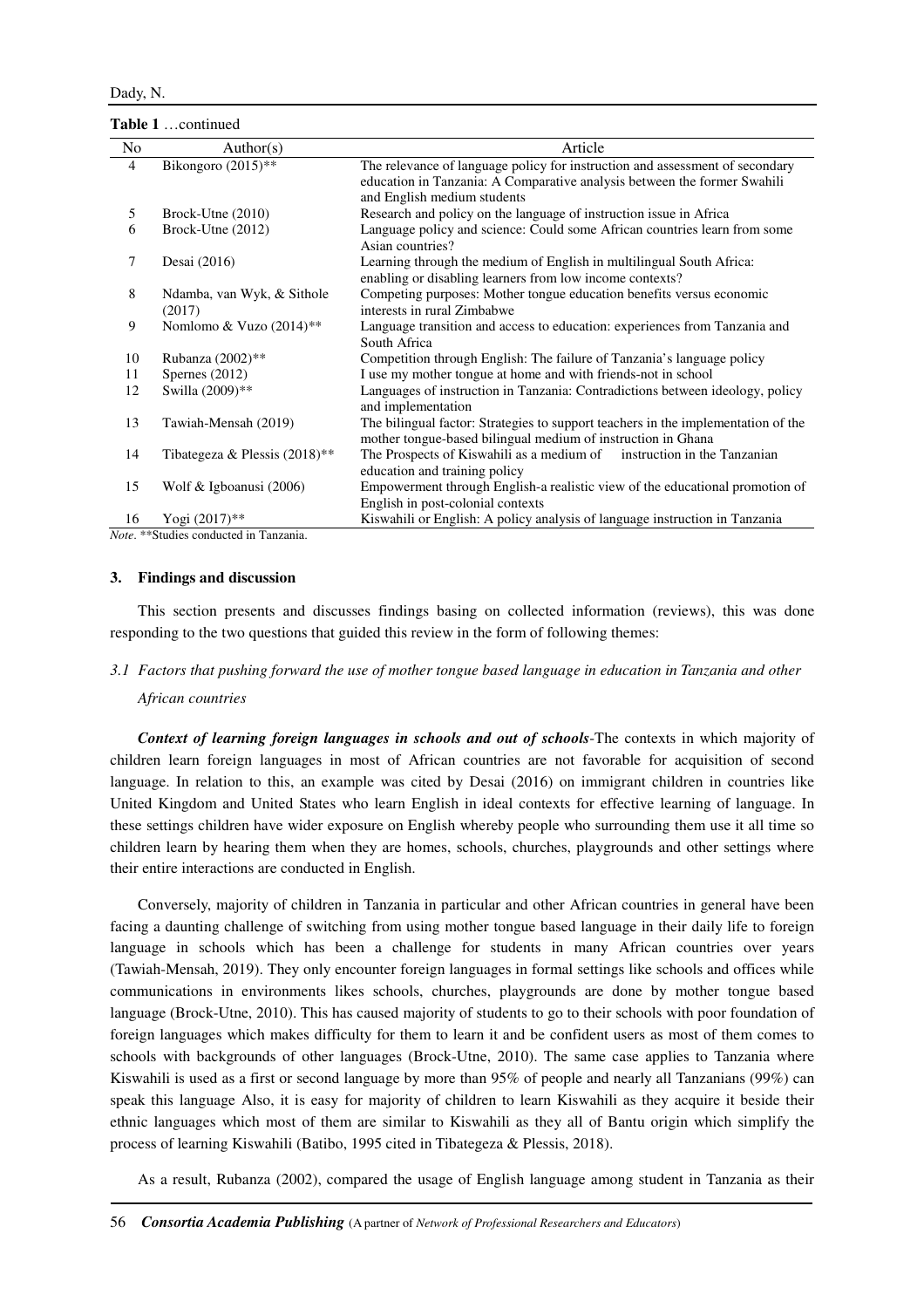**Table 1** …continued

| No | Author(s) | Article |
|---|---|---|
| 4 | Bikongoro (2015)** | The relevance of language policy for instruction and assessment of secondary education in Tanzania: A Comparative analysis between the former Swahili and English medium students |
| 5 | Brock-Utne (2010) | Research and policy on the language of instruction issue in Africa |
| 6 | Brock-Utne (2012) | Language policy and science: Could some African countries learn from some Asian countries? |
| 7 | Desai (2016) | Learning through the medium of English in multilingual South Africa: enabling or disabling learners from low income contexts? |
| 8 | Ndamba, van Wyk, & Sithole (2017) | Competing purposes: Mother tongue education benefits versus economic interests in rural Zimbabwe |
| 9 | Nomlomo & Vuzo (2014)** | Language transition and access to education: experiences from Tanzania and South Africa |
| 10 | Rubanza (2002)** | Competition through English: The failure of Tanzania's language policy |
| 11 | Spernes (2012) | I use my mother tongue at home and with friends-not in school |
| 12 | Swilla (2009)** | Languages of instruction in Tanzania: Contradictions between ideology, policy and implementation |
| 13 | Tawiah-Mensah (2019) | The bilingual factor: Strategies to support teachers in the implementation of the mother tongue-based bilingual medium of instruction in Ghana |
| 14 | Tibategeza & Plessis (2018)** | The Prospects of Kiswahili as a medium of instruction in the Tanzanian education and training policy |
| 15 | Wolf & Igboanusi (2006) | Empowerment through English-a realistic view of the educational promotion of English in post-colonial contexts |
| 16 | Yogi (2017)** | Kiswahili or English: A policy analysis of language instruction in Tanzania |

*Note*. **Studies conducted in Tanzania.

## 3. Findings and discussion

This section presents and discusses findings basing on collected information (reviews), this was done responding to the two questions that guided this review in the form of following themes:

### *3.1 Factors that pushing forward the use of mother tongue based language in education in Tanzania and other African countries*

***Context of learning foreign languages in schools and out of schools***-The contexts in which majority of children learn foreign languages in most of African countries are not favorable for acquisition of second language. In relation to this, an example was cited by Desai (2016) on immigrant children in countries like United Kingdom and United States who learn English in ideal contexts for effective learning of language. In these settings children have wider exposure on English whereby people who surrounding them use it all time so children learn by hearing them when they are homes, schools, churches, playgrounds and other settings where their entire interactions are conducted in English.

Conversely, majority of children in Tanzania in particular and other African countries in general have been facing a daunting challenge of switching from using mother tongue based language in their daily life to foreign language in schools which has been a challenge for students in many African countries over years (Tawiah-Mensah, 2019). They only encounter foreign languages in formal settings like schools and offices while communications in environments likes schools, churches, playgrounds are done by mother tongue based language (Brock-Utne, 2010). This has caused majority of students to go to their schools with poor foundation of foreign languages which makes difficulty for them to learn it and be confident users as most of them comes to schools with backgrounds of other languages (Brock-Utne, 2010). The same case applies to Tanzania where Kiswahili is used as a first or second language by more than 95% of people and nearly all Tanzanians (99%) can speak this language Also, it is easy for majority of children to learn Kiswahili as they acquire it beside their ethnic languages which most of them are similar to Kiswahili as they all of Bantu origin which simplify the process of learning Kiswahili (Batibo, 1995 cited in Tibategeza & Plessis, 2018).

As a result, Rubanza (2002), compared the usage of English language among student in Tanzania as their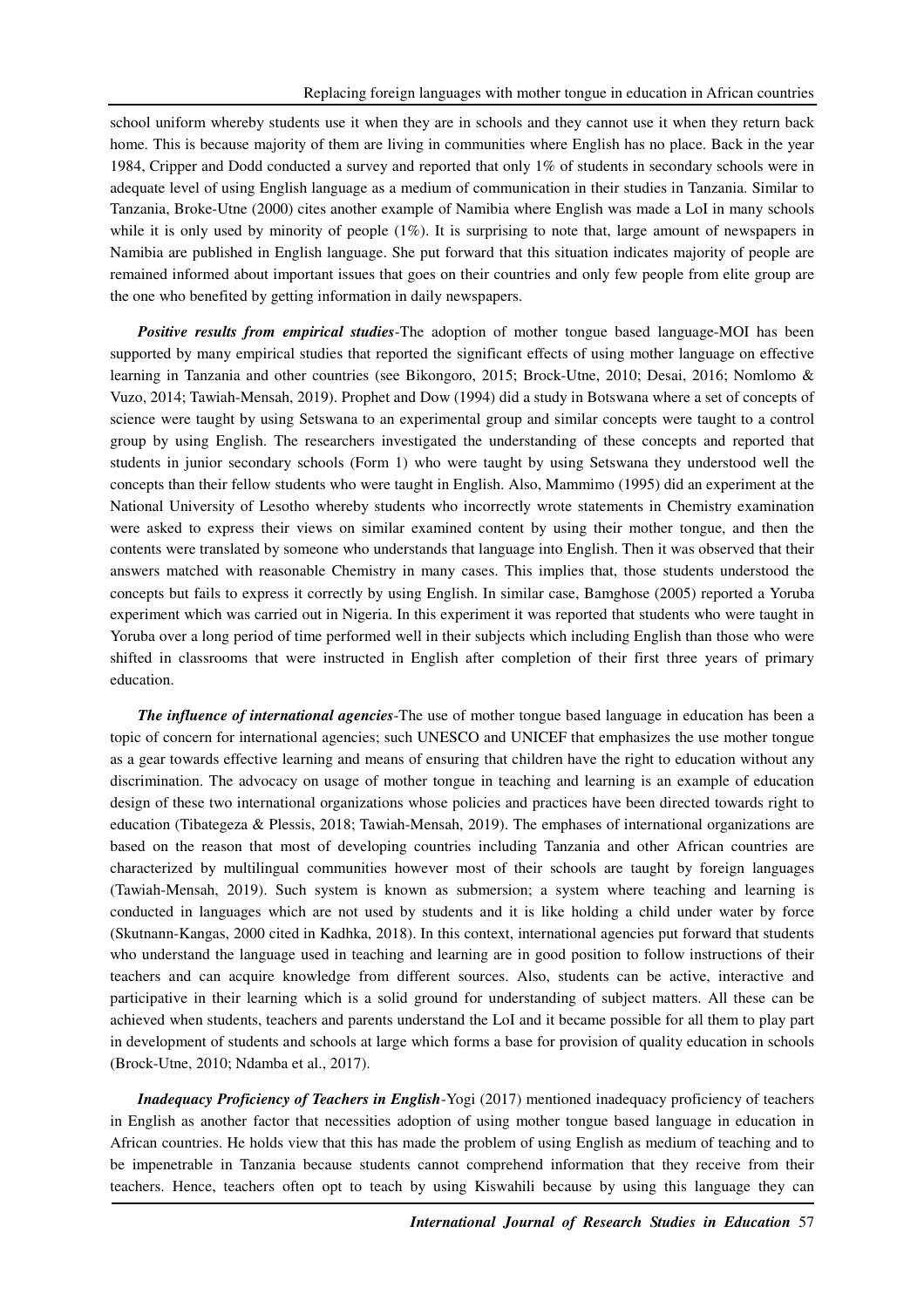school uniform whereby students use it when they are in schools and they cannot use it when they return back home. This is because majority of them are living in communities where English has no place. Back in the year 1984, Cripper and Dodd conducted a survey and reported that only 1% of students in secondary schools were in adequate level of using English language as a medium of communication in their studies in Tanzania. Similar to Tanzania, Broke-Utne (2000) cites another example of Namibia where English was made a LoI in many schools while it is only used by minority of people (1%). It is surprising to note that, large amount of newspapers in Namibia are published in English language. She put forward that this situation indicates majority of people are remained informed about important issues that goes on their countries and only few people from elite group are the one who benefited by getting information in daily newspapers.

***Positive results from empirical studies***-The adoption of mother tongue based language-MOI has been supported by many empirical studies that reported the significant effects of using mother language on effective learning in Tanzania and other countries (see Bikongoro, 2015; Brock-Utne, 2010; Desai, 2016; Nomlomo & Vuzo, 2014; Tawiah-Mensah, 2019). Prophet and Dow (1994) did a study in Botswana where a set of concepts of science were taught by using Setswana to an experimental group and similar concepts were taught to a control group by using English. The researchers investigated the understanding of these concepts and reported that students in junior secondary schools (Form 1) who were taught by using Setswana they understood well the concepts than their fellow students who were taught in English. Also, Mammimo (1995) did an experiment at the National University of Lesotho whereby students who incorrectly wrote statements in Chemistry examination were asked to express their views on similar examined content by using their mother tongue, and then the contents were translated by someone who understands that language into English. Then it was observed that their answers matched with reasonable Chemistry in many cases. This implies that, those students understood the concepts but fails to express it correctly by using English. In similar case, Bamghose (2005) reported a Yoruba experiment which was carried out in Nigeria. In this experiment it was reported that students who were taught in Yoruba over a long period of time performed well in their subjects which including English than those who were shifted in classrooms that were instructed in English after completion of their first three years of primary education.

***The influence of international agencies***-The use of mother tongue based language in education has been a topic of concern for international agencies; such UNESCO and UNICEF that emphasizes the use mother tongue as a gear towards effective learning and means of ensuring that children have the right to education without any discrimination. The advocacy on usage of mother tongue in teaching and learning is an example of education design of these two international organizations whose policies and practices have been directed towards right to education (Tibategeza & Plessis, 2018; Tawiah-Mensah, 2019). The emphases of international organizations are based on the reason that most of developing countries including Tanzania and other African countries are characterized by multilingual communities however most of their schools are taught by foreign languages (Tawiah-Mensah, 2019). Such system is known as submersion; a system where teaching and learning is conducted in languages which are not used by students and it is like holding a child under water by force (Skutnann-Kangas, 2000 cited in Kadhka, 2018). In this context, international agencies put forward that students who understand the language used in teaching and learning are in good position to follow instructions of their teachers and can acquire knowledge from different sources. Also, students can be active, interactive and participative in their learning which is a solid ground for understanding of subject matters. All these can be achieved when students, teachers and parents understand the LoI and it became possible for all them to play part in development of students and schools at large which forms a base for provision of quality education in schools (Brock-Utne, 2010; Ndamba et al., 2017).

***Inadequacy Proficiency of Teachers in English***-Yogi (2017) mentioned inadequacy proficiency of teachers in English as another factor that necessities adoption of using mother tongue based language in education in African countries. He holds view that this has made the problem of using English as medium of teaching and to be impenetrable in Tanzania because students cannot comprehend information that they receive from their teachers. Hence, teachers often opt to teach by using Kiswahili because by using this language they can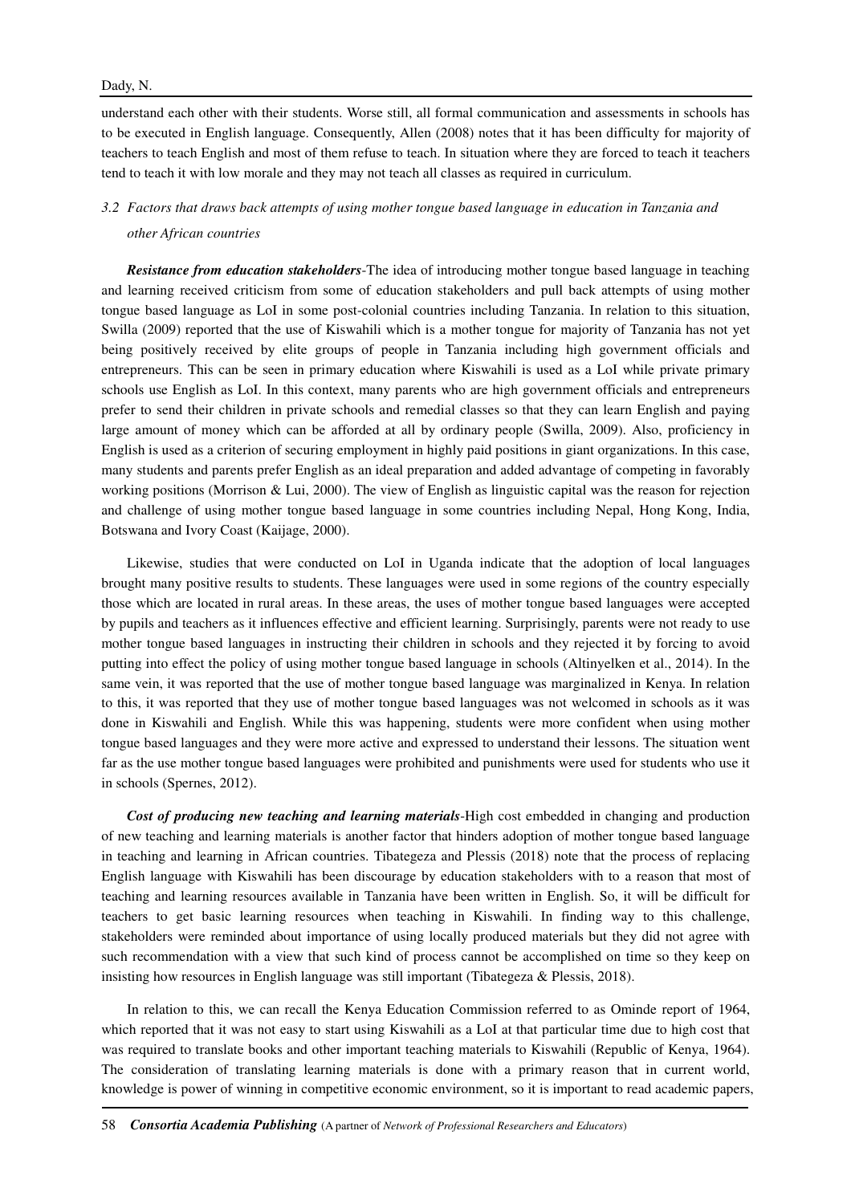understand each other with their students. Worse still, all formal communication and assessments in schools has to be executed in English language. Consequently, Allen (2008) notes that it has been difficulty for majority of teachers to teach English and most of them refuse to teach. In situation where they are forced to teach it teachers tend to teach it with low morale and they may not teach all classes as required in curriculum.

### *3.2 Factors that draws back attempts of using mother tongue based language in education in Tanzania and other African countries*

***Resistance from education stakeholders***-The idea of introducing mother tongue based language in teaching and learning received criticism from some of education stakeholders and pull back attempts of using mother tongue based language as LoI in some post-colonial countries including Tanzania. In relation to this situation, Swilla (2009) reported that the use of Kiswahili which is a mother tongue for majority of Tanzania has not yet being positively received by elite groups of people in Tanzania including high government officials and entrepreneurs. This can be seen in primary education where Kiswahili is used as a LoI while private primary schools use English as LoI. In this context, many parents who are high government officials and entrepreneurs prefer to send their children in private schools and remedial classes so that they can learn English and paying large amount of money which can be afforded at all by ordinary people (Swilla, 2009). Also, proficiency in English is used as a criterion of securing employment in highly paid positions in giant organizations. In this case, many students and parents prefer English as an ideal preparation and added advantage of competing in favorably working positions (Morrison & Lui, 2000). The view of English as linguistic capital was the reason for rejection and challenge of using mother tongue based language in some countries including Nepal, Hong Kong, India, Botswana and Ivory Coast (Kaijage, 2000).

Likewise, studies that were conducted on LoI in Uganda indicate that the adoption of local languages brought many positive results to students. These languages were used in some regions of the country especially those which are located in rural areas. In these areas, the uses of mother tongue based languages were accepted by pupils and teachers as it influences effective and efficient learning. Surprisingly, parents were not ready to use mother tongue based languages in instructing their children in schools and they rejected it by forcing to avoid putting into effect the policy of using mother tongue based language in schools (Altinyelken et al., 2014). In the same vein, it was reported that the use of mother tongue based language was marginalized in Kenya. In relation to this, it was reported that they use of mother tongue based languages was not welcomed in schools as it was done in Kiswahili and English. While this was happening, students were more confident when using mother tongue based languages and they were more active and expressed to understand their lessons. The situation went far as the use mother tongue based languages were prohibited and punishments were used for students who use it in schools (Spernes, 2012).

***Cost of producing new teaching and learning materials***-High cost embedded in changing and production of new teaching and learning materials is another factor that hinders adoption of mother tongue based language in teaching and learning in African countries. Tibategeza and Plessis (2018) note that the process of replacing English language with Kiswahili has been discourage by education stakeholders with to a reason that most of teaching and learning resources available in Tanzania have been written in English. So, it will be difficult for teachers to get basic learning resources when teaching in Kiswahili. In finding way to this challenge, stakeholders were reminded about importance of using locally produced materials but they did not agree with such recommendation with a view that such kind of process cannot be accomplished on time so they keep on insisting how resources in English language was still important (Tibategeza & Plessis, 2018).

In relation to this, we can recall the Kenya Education Commission referred to as Ominde report of 1964, which reported that it was not easy to start using Kiswahili as a LoI at that particular time due to high cost that was required to translate books and other important teaching materials to Kiswahili (Republic of Kenya, 1964). The consideration of translating learning materials is done with a primary reason that in current world, knowledge is power of winning in competitive economic environment, so it is important to read academic papers,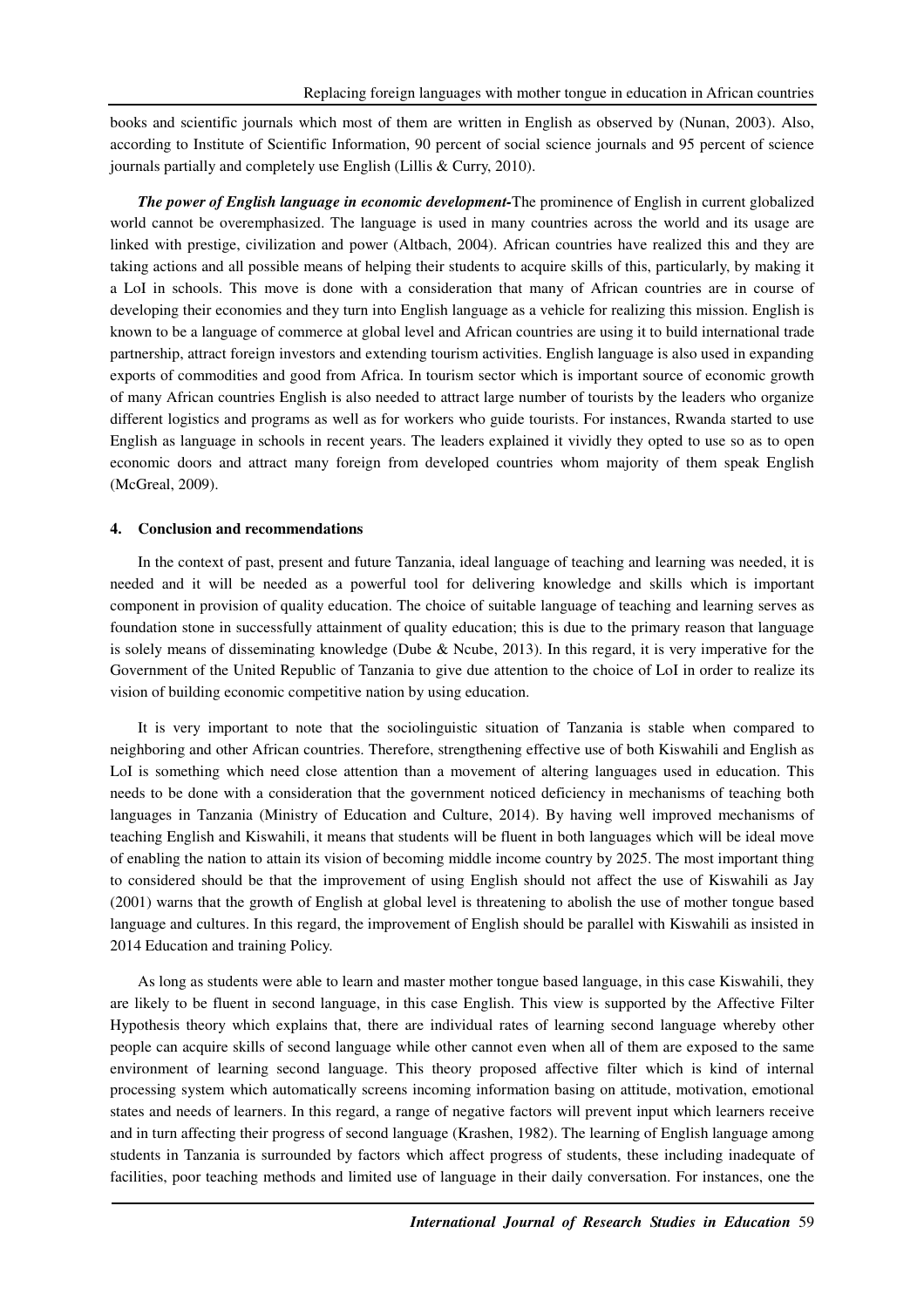books and scientific journals which most of them are written in English as observed by (Nunan, 2003). Also, according to Institute of Scientific Information, 90 percent of social science journals and 95 percent of science journals partially and completely use English (Lillis & Curry, 2010).

***The power of English language in economic development-***The prominence of English in current globalized world cannot be overemphasized. The language is used in many countries across the world and its usage are linked with prestige, civilization and power (Altbach, 2004). African countries have realized this and they are taking actions and all possible means of helping their students to acquire skills of this, particularly, by making it a LoI in schools. This move is done with a consideration that many of African countries are in course of developing their economies and they turn into English language as a vehicle for realizing this mission. English is known to be a language of commerce at global level and African countries are using it to build international trade partnership, attract foreign investors and extending tourism activities. English language is also used in expanding exports of commodities and good from Africa. In tourism sector which is important source of economic growth of many African countries English is also needed to attract large number of tourists by the leaders who organize different logistics and programs as well as for workers who guide tourists. For instances, Rwanda started to use English as language in schools in recent years. The leaders explained it vividly they opted to use so as to open economic doors and attract many foreign from developed countries whom majority of them speak English (McGreal, 2009).

## 4. Conclusion and recommendations

In the context of past, present and future Tanzania, ideal language of teaching and learning was needed, it is needed and it will be needed as a powerful tool for delivering knowledge and skills which is important component in provision of quality education. The choice of suitable language of teaching and learning serves as foundation stone in successfully attainment of quality education; this is due to the primary reason that language is solely means of disseminating knowledge (Dube & Ncube, 2013). In this regard, it is very imperative for the Government of the United Republic of Tanzania to give due attention to the choice of LoI in order to realize its vision of building economic competitive nation by using education.

It is very important to note that the sociolinguistic situation of Tanzania is stable when compared to neighboring and other African countries. Therefore, strengthening effective use of both Kiswahili and English as LoI is something which need close attention than a movement of altering languages used in education. This needs to be done with a consideration that the government noticed deficiency in mechanisms of teaching both languages in Tanzania (Ministry of Education and Culture, 2014). By having well improved mechanisms of teaching English and Kiswahili, it means that students will be fluent in both languages which will be ideal move of enabling the nation to attain its vision of becoming middle income country by 2025. The most important thing to considered should be that the improvement of using English should not affect the use of Kiswahili as Jay (2001) warns that the growth of English at global level is threatening to abolish the use of mother tongue based language and cultures. In this regard, the improvement of English should be parallel with Kiswahili as insisted in 2014 Education and training Policy.

As long as students were able to learn and master mother tongue based language, in this case Kiswahili, they are likely to be fluent in second language, in this case English. This view is supported by the Affective Filter Hypothesis theory which explains that, there are individual rates of learning second language whereby other people can acquire skills of second language while other cannot even when all of them are exposed to the same environment of learning second language. This theory proposed affective filter which is kind of internal processing system which automatically screens incoming information basing on attitude, motivation, emotional states and needs of learners. In this regard, a range of negative factors will prevent input which learners receive and in turn affecting their progress of second language (Krashen, 1982). The learning of English language among students in Tanzania is surrounded by factors which affect progress of students, these including inadequate of facilities, poor teaching methods and limited use of language in their daily conversation. For instances, one the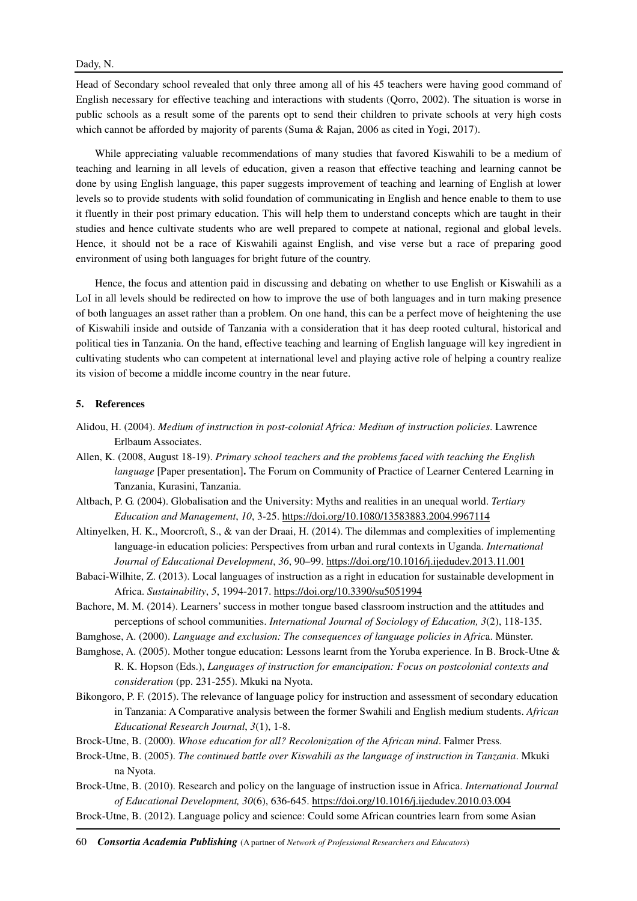Head of Secondary school revealed that only three among all of his 45 teachers were having good command of English necessary for effective teaching and interactions with students (Qorro, 2002). The situation is worse in public schools as a result some of the parents opt to send their children to private schools at very high costs which cannot be afforded by majority of parents (Suma & Rajan, 2006 as cited in Yogi, 2017).

While appreciating valuable recommendations of many studies that favored Kiswahili to be a medium of teaching and learning in all levels of education, given a reason that effective teaching and learning cannot be done by using English language, this paper suggests improvement of teaching and learning of English at lower levels so to provide students with solid foundation of communicating in English and hence enable to them to use it fluently in their post primary education. This will help them to understand concepts which are taught in their studies and hence cultivate students who are well prepared to compete at national, regional and global levels. Hence, it should not be a race of Kiswahili against English, and vise verse but a race of preparing good environment of using both languages for bright future of the country.

Hence, the focus and attention paid in discussing and debating on whether to use English or Kiswahili as a LoI in all levels should be redirected on how to improve the use of both languages and in turn making presence of both languages an asset rather than a problem. On one hand, this can be a perfect move of heightening the use of Kiswahili inside and outside of Tanzania with a consideration that it has deep rooted cultural, historical and political ties in Tanzania. On the hand, effective teaching and learning of English language will key ingredient in cultivating students who can competent at international level and playing active role of helping a country realize its vision of become a middle income country in the near future.

## 5. References

Alidou, H. (2004). *Medium of instruction in post-colonial Africa: Medium of instruction policies*. Lawrence Erlbaum Associates.

Allen, K. (2008, August 18-19). *Primary school teachers and the problems faced with teaching the English language* [Paper presentation]**.** The Forum on Community of Practice of Learner Centered Learning in Tanzania, Kurasini, Tanzania.

Altbach, P. G. (2004). Globalisation and the University: Myths and realities in an unequal world. *Tertiary Education and Management*, *10*, 3-25. https://doi.org/10.1080/13583883.2004.9967114

Altinyelken, H. K., Moorcroft, S., & van der Draai, H. (2014). The dilemmas and complexities of implementing language-in education policies: Perspectives from urban and rural contexts in Uganda. *International Journal of Educational Development*, *36*, 90–99. https://doi.org/10.1016/j.ijedudev.2013.11.001

Babaci-Wilhite, Z. (2013). Local languages of instruction as a right in education for sustainable development in Africa. *Sustainability*, *5*, 1994-2017. https://doi.org/10.3390/su5051994

Bachore, M. M. (2014). Learners' success in mother tongue based classroom instruction and the attitudes and perceptions of school communities. *International Journal of Sociology of Education, 3*(2), 118-135.

Bamghose, A. (2000). *Language and exclusion: The consequences of language policies in Afric*a. Münster.

Bamghose, A. (2005). Mother tongue education: Lessons learnt from the Yoruba experience. In B. Brock-Utne & R. K. Hopson (Eds.), *Languages of instruction for emancipation: Focus on postcolonial contexts and consideration* (pp. 231-255). Mkuki na Nyota.

Bikongoro, P. F. (2015). The relevance of language policy for instruction and assessment of secondary education in Tanzania: A Comparative analysis between the former Swahili and English medium students. *African Educational Research Journal*, *3*(1), 1-8.

Brock-Utne, B. (2000). *Whose education for all? Recolonization of the African mind*. Falmer Press.

Brock-Utne, B. (2005). *The continued battle over Kiswahili as the language of instruction in Tanzania*. Mkuki na Nyota.

Brock-Utne, B. (2010). Research and policy on the language of instruction issue in Africa. *International Journal of Educational Development, 30*(6), 636-645. https://doi.org/10.1016/j.ijedudev.2010.03.004

Brock-Utne, B. (2012). Language policy and science: Could some African countries learn from some Asian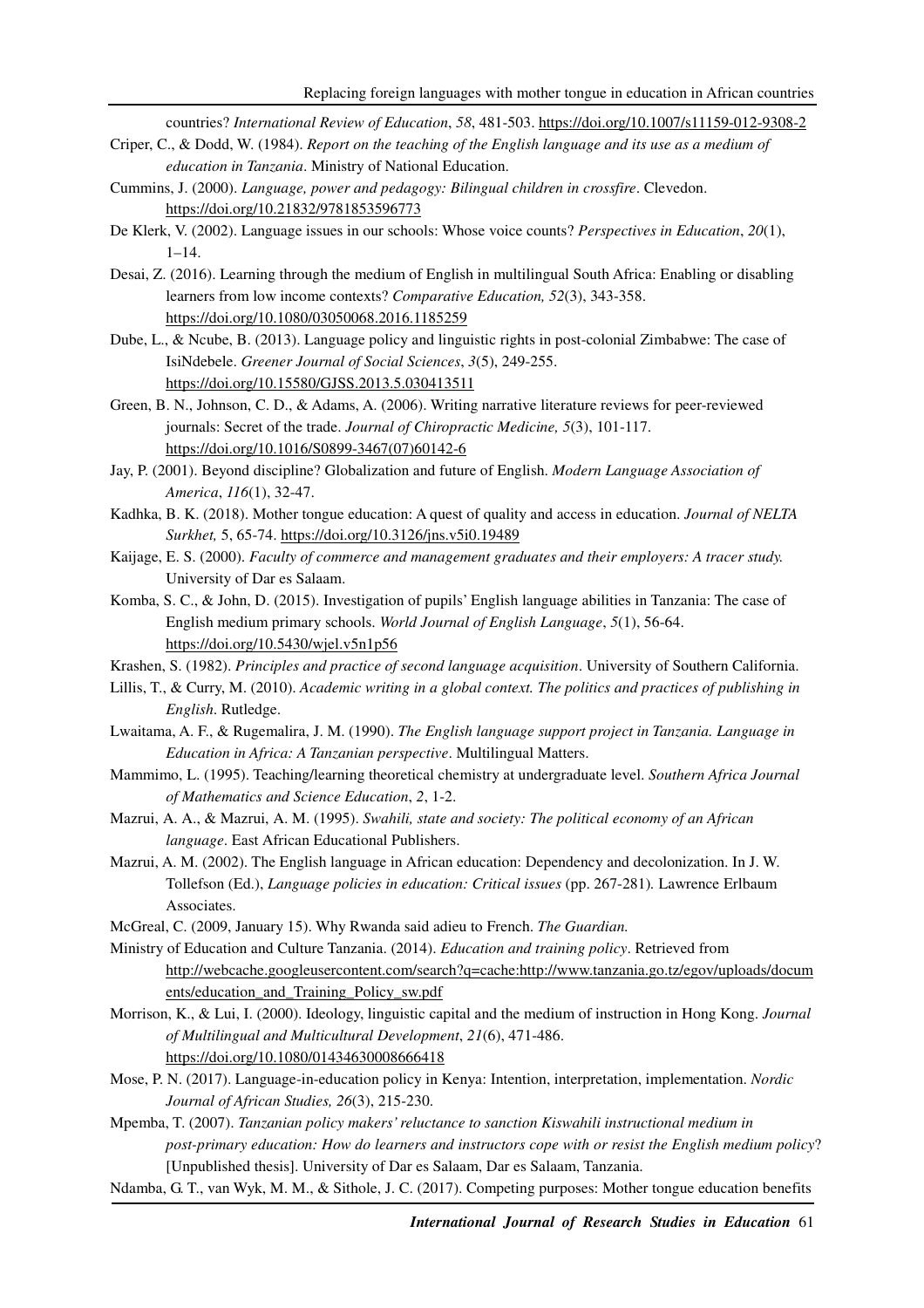countries? *International Review of Education*, *58*, 481-503. https://doi.org/10.1007/s11159-012-9308-2

Criper, C., & Dodd, W. (1984). *Report on the teaching of the English language and its use as a medium of education in Tanzania*. Ministry of National Education.

Cummins, J. (2000). *Language, power and pedagogy: Bilingual children in crossfire*. Clevedon. https://doi.org/10.21832/9781853596773

De Klerk, V. (2002). Language issues in our schools: Whose voice counts? *Perspectives in Education*, *20*(1), 1–14.

Desai, Z. (2016). Learning through the medium of English in multilingual South Africa: Enabling or disabling learners from low income contexts? *Comparative Education, 52*(3), 343-358. https://doi.org/10.1080/03050068.2016.1185259

Dube, L., & Ncube, B. (2013). Language policy and linguistic rights in post-colonial Zimbabwe: The case of IsiNdebele. *Greener Journal of Social Sciences*, *3*(5), 249-255. https://doi.org/10.15580/GJSS.2013.5.030413511

Green, B. N., Johnson, C. D., & Adams, A. (2006). Writing narrative literature reviews for peer-reviewed journals: Secret of the trade. *Journal of Chiropractic Medicine, 5*(3), 101-117. https://doi.org/10.1016/S0899-3467(07)60142-6

Jay, P. (2001). Beyond discipline? Globalization and future of English. *Modern Language Association of America*, *116*(1), 32-47.

Kadhka, B. K. (2018). Mother tongue education: A quest of quality and access in education. *Journal of NELTA Surkhet,* 5, 65-74. https://doi.org/10.3126/jns.v5i0.19489

Kaijage, E. S. (2000). *Faculty of commerce and management graduates and their employers: A tracer study.* University of Dar es Salaam.

Komba, S. C., & John, D. (2015). Investigation of pupils' English language abilities in Tanzania: The case of English medium primary schools. *World Journal of English Language*, *5*(1), 56-64. https://doi.org/10.5430/wjel.v5n1p56

Krashen, S. (1982). *Principles and practice of second language acquisition*. University of Southern California.

Lillis, T., & Curry, M. (2010). *Academic writing in a global context. The politics and practices of publishing in English*. Rutledge.

Lwaitama, A. F., & Rugemalira, J. M. (1990). *The English language support project in Tanzania. Language in Education in Africa: A Tanzanian perspective*. Multilingual Matters.

Mammimo, L. (1995). Teaching/learning theoretical chemistry at undergraduate level. *Southern Africa Journal of Mathematics and Science Education*, *2*, 1-2.

Mazrui, A. A., & Mazrui, A. M. (1995). *Swahili, state and society: The political economy of an African language*. East African Educational Publishers.

Mazrui, A. M. (2002). The English language in African education: Dependency and decolonization. In J. W. Tollefson (Ed.), *Language policies in education: Critical issues* (pp. 267-281)*.* Lawrence Erlbaum Associates.

McGreal, C. (2009, January 15). Why Rwanda said adieu to French. *The Guardian.*

Ministry of Education and Culture Tanzania. (2014). *Education and training policy*. Retrieved from http://webcache.googleusercontent.com/search?q=cache:http://www.tanzania.go.tz/egov/uploads/documents/education_and_Training_Policy_sw.pdf

Morrison, K., & Lui, I. (2000). Ideology, linguistic capital and the medium of instruction in Hong Kong. *Journal of Multilingual and Multicultural Development*, *21*(6), 471-486. https://doi.org/10.1080/01434630008666418

Mose, P. N. (2017). Language-in-education policy in Kenya: Intention, interpretation, implementation. *Nordic Journal of African Studies, 26*(3), 215-230.

Mpemba, T. (2007). *Tanzanian policy makers' reluctance to sanction Kiswahili instructional medium in post-primary education: How do learners and instructors cope with or resist the English medium policy*? [Unpublished thesis]. University of Dar es Salaam, Dar es Salaam, Tanzania.

Ndamba, G. T., van Wyk, M. M., & Sithole, J. C. (2017). Competing purposes: Mother tongue education benefits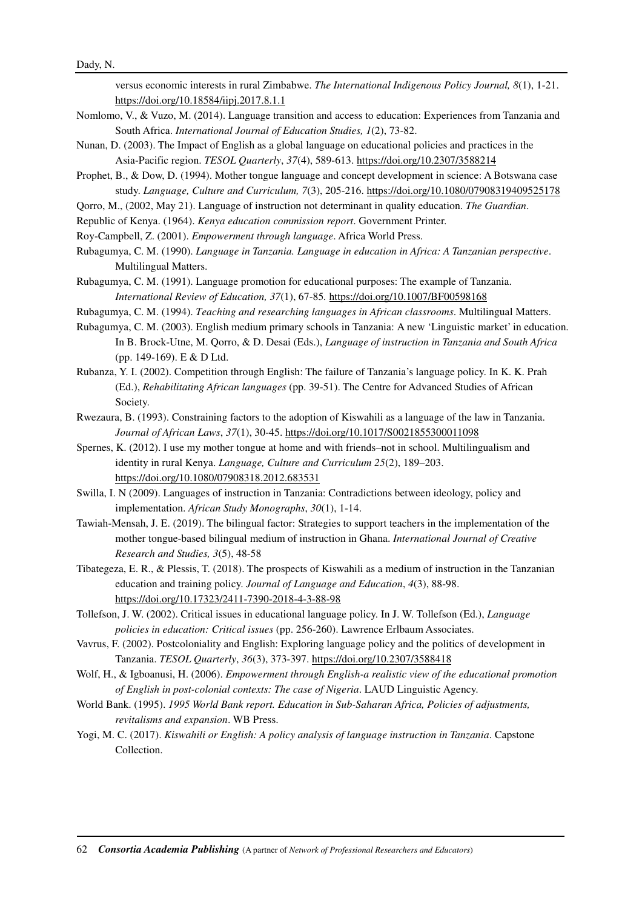versus economic interests in rural Zimbabwe. *The International Indigenous Policy Journal, 8*(1), 1-21. https://doi.org/10.18584/iipj.2017.8.1.1

Nomlomo, V., & Vuzo, M. (2014). Language transition and access to education: Experiences from Tanzania and South Africa. *International Journal of Education Studies, 1*(2), 73-82.

Nunan, D. (2003). The Impact of English as a global language on educational policies and practices in the Asia-Pacific region. *TESOL Quarterly*, *37*(4), 589-613. https://doi.org/10.2307/3588214

Prophet, B., & Dow, D. (1994). Mother tongue language and concept development in science: A Botswana case study. *Language, Culture and Curriculum, 7*(3), 205-216. https://doi.org/10.1080/07908319409525178

Qorro, M., (2002, May 21). Language of instruction not determinant in quality education. *The Guardian*.

Republic of Kenya. (1964). *Kenya education commission report*. Government Printer.

Roy-Campbell, Z. (2001). *Empowerment through language*. Africa World Press.

Rubagumya, C. M. (1990). *Language in Tanzania. Language in education in Africa: A Tanzanian perspective*. Multilingual Matters.

Rubagumya, C. M. (1991). Language promotion for educational purposes: The example of Tanzania. *International Review of Education, 37*(1), 67-85. https://doi.org/10.1007/BF00598168

Rubagumya, C. M. (1994). *Teaching and researching languages in African classrooms*. Multilingual Matters.

Rubagumya, C. M. (2003). English medium primary schools in Tanzania: A new 'Linguistic market' in education. In B. Brock-Utne, M. Qorro, & D. Desai (Eds.), *Language of instruction in Tanzania and South Africa* (pp. 149-169). E & D Ltd.

Rubanza, Y. I. (2002). Competition through English: The failure of Tanzania's language policy. In K. K. Prah (Ed.), *Rehabilitating African languages* (pp. 39-51). The Centre for Advanced Studies of African Society.

Rwezaura, B. (1993). Constraining factors to the adoption of Kiswahili as a language of the law in Tanzania. *Journal of African Laws*, *37*(1), 30-45. https://doi.org/10.1017/S0021855300011098

Spernes, K. (2012). I use my mother tongue at home and with friends–not in school. Multilingualism and identity in rural Kenya. *Language, Culture and Curriculum 25*(2), 189–203. https://doi.org/10.1080/07908318.2012.683531

Swilla, I. N (2009). Languages of instruction in Tanzania: Contradictions between ideology, policy and implementation. *African Study Monographs*, *30*(1), 1-14.

Tawiah-Mensah, J. E. (2019). The bilingual factor: Strategies to support teachers in the implementation of the mother tongue-based bilingual medium of instruction in Ghana. *International Journal of Creative Research and Studies, 3*(5), 48-58

Tibategeza, E. R., & Plessis, T. (2018). The prospects of Kiswahili as a medium of instruction in the Tanzanian education and training policy. *Journal of Language and Education*, *4*(3), 88-98. https://doi.org/10.17323/2411-7390-2018-4-3-88-98

Tollefson, J. W. (2002). Critical issues in educational language policy. In J. W. Tollefson (Ed.), *Language policies in education: Critical issues* (pp. 256-260). Lawrence Erlbaum Associates.

Vavrus, F. (2002). Postcoloniality and English: Exploring language policy and the politics of development in Tanzania. *TESOL Quarterly*, *36*(3), 373-397. https://doi.org/10.2307/3588418

Wolf, H., & Igboanusi, H. (2006). *Empowerment through English-a realistic view of the educational promotion of English in post-colonial contexts: The case of Nigeria*. LAUD Linguistic Agency.

World Bank. (1995). *1995 World Bank report. Education in Sub-Saharan Africa, Policies of adjustments, revitalisms and expansion*. WB Press.

Yogi, M. C. (2017). *Kiswahili or English: A policy analysis of language instruction in Tanzania*. Capstone Collection.